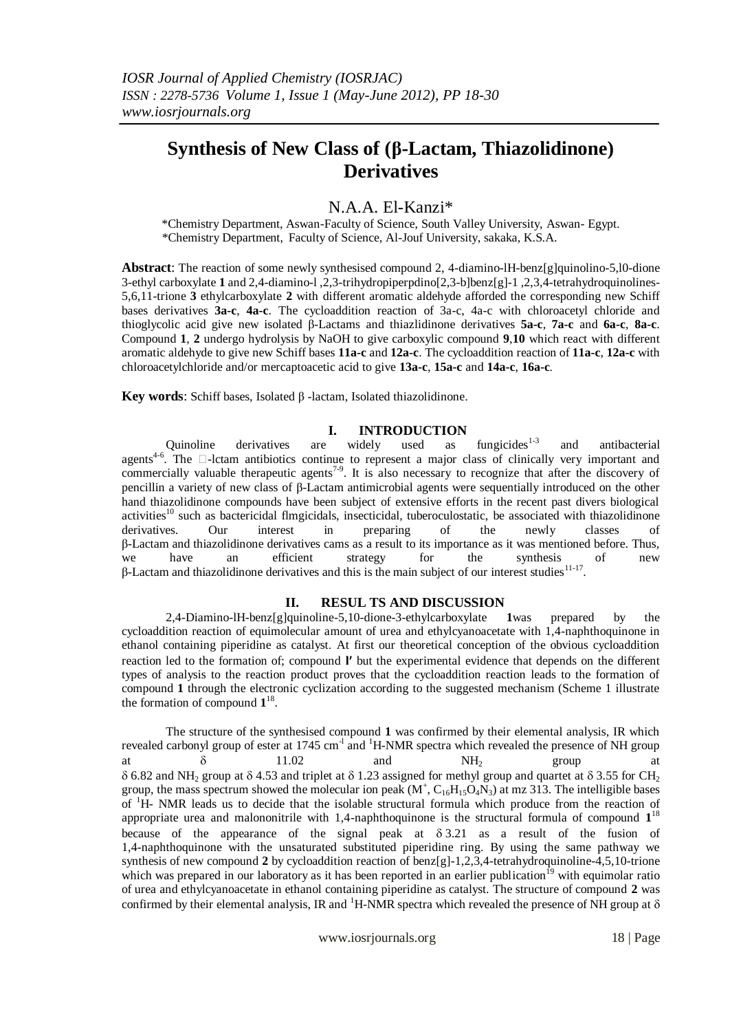# Synthesis of New Class of (β-Lactam, Thiazolidinone) Derivatives

N.A.A. El-Kanzi*

*Chemistry Department, Aswan-Faculty of Science, South Valley University, Aswan- Egypt.
*Chemistry Department, Faculty of Science, Al-Jouf University, sakaka, K.S.A.

**Abstract**: The reaction of some newly synthesised compound 2, 4-diamino-lH-benz[g]quinolino-5,l0-dione 3-ethyl carboxylate **1** and 2,4-diamino-l ,2,3-trihydropiperpdino[2,3-b]benz[g]-1 ,2,3,4-tetrahydroquinolines-5,6,11-trione **3** ethylcarboxylate **2** with different aromatic aldehyde afforded the corresponding new Schiff bases derivatives **3a-c**, **4a-c**. The cycloaddition reaction of 3a-c, 4a-c with chloroacetyl chloride and thioglycolic acid give new isolated β-Lactams and thiazlidinone derivatives **5a-c**, **7a-c** and **6a-c**, **8a-c**. Compound **1**, **2** undergo hydrolysis by NaOH to give carboxylic compound **9**,**10** which react with different aromatic aldehyde to give new Schiff bases **11a-c** and **12a-c**. The cycloaddition reaction of **11a-c**, **12a-c** with chloroacetylchloride and/or mercaptoacetic acid to give **13a-c**, **15a-c** and **14a-c**, **16a-c**.

**Key words**: Schiff bases, Isolated β -lactam, Isolated thiazolidinone.

## I. INTRODUCTION

Quinoline derivatives are widely used as fungicides[1-3] and antibacterial agents[4-6]. The □-lctam antibiotics continue to represent a major class of clinically very important and commercially valuable therapeutic agents[7-9]. It is also necessary to recognize that after the discovery of pencillin a variety of new class of β-Lactam antimicrobial agents were sequentially introduced on the other hand thiazolidinone compounds have been subject of extensive efforts in the recent past divers biological activities[10] such as bactericidal flmgicidals, insecticidal, tuberoculostatic, be associated with thiazolidinone derivatives. Our interest in preparing of the newly classes of β-Lactam and thiazolidinone derivatives cams as a result to its importance as it was mentioned before. Thus, we have an efficient strategy for the synthesis of new β-Lactam and thiazolidinone derivatives and this is the main subject of our interest studies[11-17].

## II. RESUL TS AND DISCUSSION

2,4-Diamino-lH-benz[g]quinoline-5,10-dione-3-ethylcarboxylate **1**was prepared by the cycloaddition reaction of equimolecular amount of urea and ethylcyanoacetate with 1,4-naphthoquinone in ethanol containing piperidine as catalyst. At first our theoretical conception of the obvious cycloaddition reaction led to the formation of; compound **l′** but the experimental evidence that depends on the different types of analysis to the reaction product proves that the cycloaddition reaction leads to the formation of compound **1** through the electronic cyclization according to the suggested mechanism (Scheme 1 illustrate the formation of compound **1**[18].

The structure of the synthesised compound **1** was confirmed by their elemental analysis, IR which revealed carbonyl group of ester at 1745 $cm^{-l}$ and $^{1}$H-NMR spectra which revealed the presence of NH group at δ 11.02 and $NH_2$ group at δ 6.82 and $NH_2$ group at δ 4.53 and triplet at δ 1.23 assigned for methyl group and quartet at δ 3.55 for $CH_2$ group, the mass spectrum showed the molecular ion peak ($M^+$, $C_{16}H_{15}O_4N_3$) at mz 313. The intelligible bases of $^{1}$H- NMR leads us to decide that the isolable structural formula which produce from the reaction of appropriate urea and malononitrile with 1,4-naphthoquinone is the structural formula of compound **1**[18] because of the appearance of the signal peak at δ 3.21 as a result of the fusion of 1,4-naphthoquinone with the unsaturated substituted piperidine ring. By using the same pathway we synthesis of new compound **2** by cycloaddition reaction of benz[g]-1,2,3,4-tetrahydroquinoline-4,5,10-trione which was prepared in our laboratory as it has been reported in an earlier publication[19] with equimolar ratio of urea and ethylcyanoacetate in ethanol containing piperidine as catalyst. The structure of compound **2** was confirmed by their elemental analysis, IR and $^{1}$H-NMR spectra which revealed the presence of NH group at δ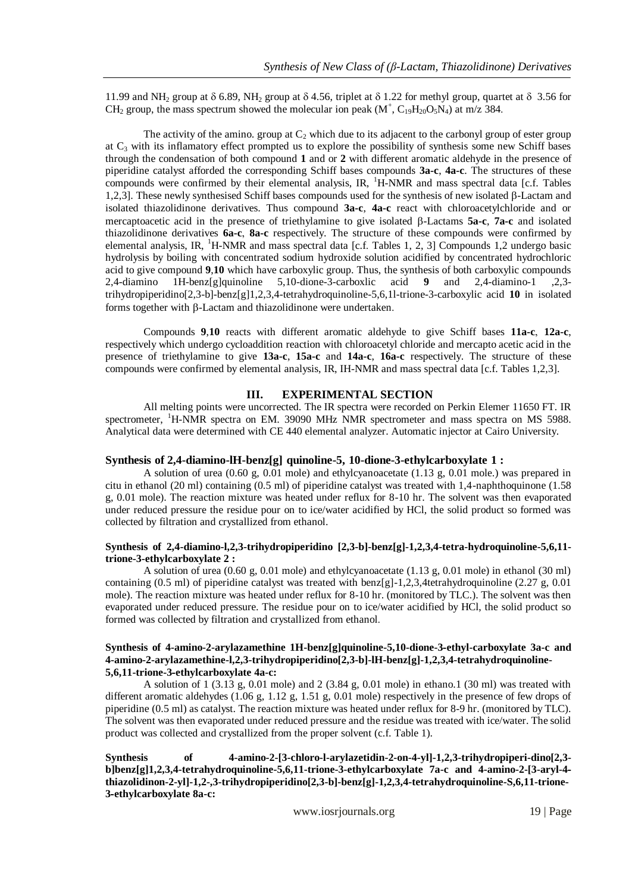11.99 and $NH_2$ group at δ 6.89, $NH_2$ group at δ 4.56, triplet at δ 1.22 for methyl group, quartet at δ 3.56 for $CH_2$ group, the mass spectrum showed the molecular ion peak ($M^+$, $C_{19}H_{20}O_5N_4$) at m/z 384.

The activity of the amino. group at $C_2$ which due to its adjacent to the carbonyl group of ester group at $C_3$ with its inflamatory effect prompted us to explore the possibility of synthesis some new Schiff bases through the condensation of both compound **1** and or **2** with different aromatic aldehyde in the presence of piperidine catalyst afforded the corresponding Schiff bases compounds **3a-c**, **4a-c**. The structures of these compounds were confirmed by their elemental analysis, IR, $^1$H-NMR and mass spectral data [c.f. Tables 1,2,3]. These newly synthesised Schiff bases compounds used for the synthesis of new isolated β-Lactam and isolated thiazolidinone derivatives. Thus compound **3a-c**, **4a-c** react with chloroacetylchloride and or mercaptoacetic acid in the presence of triethylamine to give isolated β-Lactams **5a-c**, **7a-c** and isolated thiazolidinone derivatives **6a-c**, **8a-c** respectively. The structure of these compounds were confirmed by elemental analysis, IR, $^1$H-NMR and mass spectral data [c.f. Tables 1, 2, 3] Compounds 1,2 undergo basic hydrolysis by boiling with concentrated sodium hydroxide solution acidified by concentrated hydrochloric acid to give compound **9**,**10** which have carboxylic group. Thus, the synthesis of both carboxylic compounds 2,4-diamino 1H-benz[g]quinoline 5,10-dione-3-carboxlic acid **9** and 2,4-diamino-1 ,2,3-trihydropiperidino[2,3-b]-benz[g]1,2,3,4-tetrahydroquinoline-5,6,1l-trione-3-carboxylic acid **10** in isolated forms together with β-Lactam and thiazolidinone were undertaken.

Compounds **9**,**10** reacts with different aromatic aldehyde to give Schiff bases **11a-c**, **12a-c**, respectively which undergo cycloaddition reaction with chloroacetyl chloride and mercapto acetic acid in the presence of triethylamine to give **13a-c**, **15a-c** and **14a-c**, **16a-c** respectively. The structure of these compounds were confirmed by elemental analysis, IR, IH-NMR and mass spectral data [c.f. Tables 1,2,3].

## III. EXPERIMENTAL SECTION

All melting points were uncorrected. The IR spectra were recorded on Perkin Elemer 11650 FT. IR spectrometer, $^1$H-NMR spectra on EM. 39090 MHz NMR spectrometer and mass spectra on MS 5988. Analytical data were determined with CE 440 elemental analyzer. Automatic injector at Cairo University.

### Synthesis of 2,4-diamino-lH-benz[g] quinoline-5, 10-dione-3-ethylcarboxylate 1 :

A solution of urea (0.60 g, 0.01 mole) and ethylcyanoacetate (1.13 g, 0.01 mole.) was prepared in citu in ethanol (20 ml) containing (0.5 ml) of piperidine catalyst was treated with 1,4-naphthoquinone (1.58 g, 0.01 mole). The reaction mixture was heated under reflux for 8-10 hr. The solvent was then evaporated under reduced pressure the residue pour on to ice/water acidified by HCl, the solid product so formed was collected by filtration and crystallized from ethanol.

### Synthesis of 2,4-diamino-l,2,3-trihydropiperidino [2,3-b]-benz[g]-1,2,3,4-tetra-hydroquinoline-5,6,11-trione-3-ethylcarboxylate 2 :

A solution of urea (0.60 g, 0.01 mole) and ethylcyanoacetate (1.13 g, 0.01 mole) in ethanol (30 ml) containing (0.5 ml) of piperidine catalyst was treated with benz[g]-1,2,3,4tetrahydroquinoline (2.27 g, 0.01 mole). The reaction mixture was heated under reflux for 8-10 hr. (monitored by TLC.). The solvent was then evaporated under reduced pressure. The residue pour on to ice/water acidified by HCl, the solid product so formed was collected by filtration and crystallized from ethanol.

### Synthesis of 4-amino-2-arylazamethine 1H-benz[g]quinoline-5,10-dione-3-ethyl-carboxylate 3a-c and 4-amino-2-arylazamethine-l,2,3-trihydropiperidino[2,3-b]-lH-benz[g]-1,2,3,4-tetrahydroquinoline-5,6,11-trione-3-ethylcarboxylate 4a-c:

A solution of 1 (3.13 g, 0.01 mole) and 2 (3.84 g, 0.01 mole) in ethano.1 (30 ml) was treated with different aromatic aldehydes (1.06 g, 1.12 g, 1.51 g, 0.01 mole) respectively in the presence of few drops of piperidine (0.5 ml) as catalyst. The reaction mixture was heated under reflux for 8-9 hr. (monitored by TLC). The solvent was then evaporated under reduced pressure and the residue was treated with ice/water. The solid product was collected and crystallized from the proper solvent (c.f. Table 1).

### Synthesis of 4-amino-2-[3-chloro-l-arylazetidin-2-on-4-yl]-1,2,3-trihydropiperi-dino[2,3-b]benz[g]1,2,3,4-tetrahydroquinoline-5,6,11-trione-3-ethylcarboxylate 7a-c and 4-amino-2-[3-aryl-4-thiazolidinon-2-yl]-1,2-,3-trihydropiperidino[2,3-b]-benz[g]-1,2,3,4-tetrahydroquinoline-S,6,11-trione-3-ethylcarboxylate 8a-c: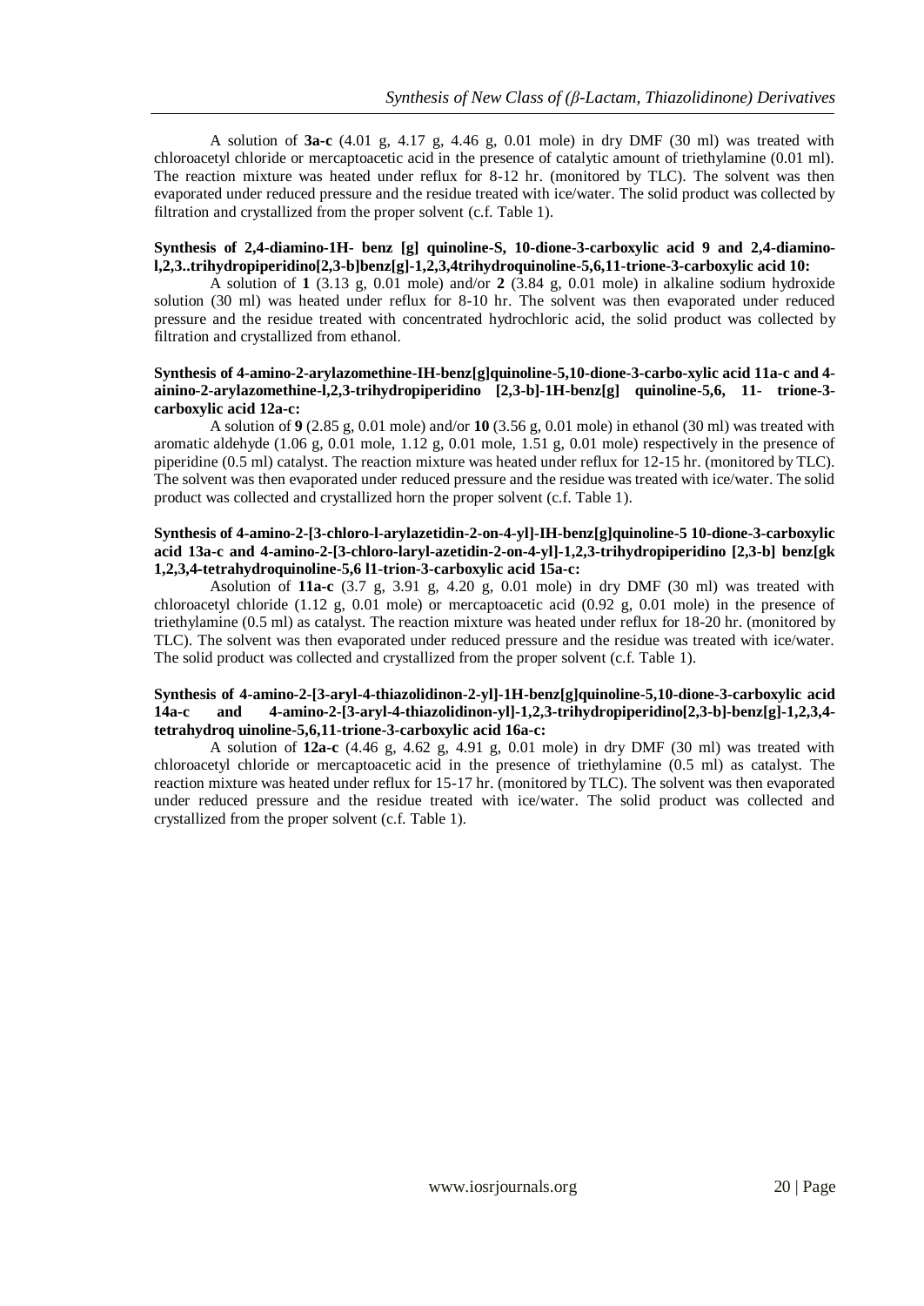A solution of **3a-c** (4.01 g, 4.17 g, 4.46 g, 0.01 mole) in dry DMF (30 ml) was treated with chloroacetyl chloride or mercaptoacetic acid in the presence of catalytic amount of triethylamine (0.01 ml). The reaction mixture was heated under reflux for 8-12 hr. (monitored by TLC). The solvent was then evaporated under reduced pressure and the residue treated with ice/water. The solid product was collected by filtration and crystallized from the proper solvent (c.f. Table 1).

**Synthesis of 2,4-diamino-1H- benz [g] quinoline-S, 10-dione-3-carboxylic acid 9 and 2,4-diamino-l,2,3..trihydropiperidino[2,3-b]benz[g]-1,2,3,4trihydroquinoline-5,6,11-trione-3-carboxylic acid 10:**

A solution of **1** (3.13 g, 0.01 mole) and/or **2** (3.84 g, 0.01 mole) in alkaline sodium hydroxide solution (30 ml) was heated under reflux for 8-10 hr. The solvent was then evaporated under reduced pressure and the residue treated with concentrated hydrochloric acid, the solid product was collected by filtration and crystallized from ethanol.

**Synthesis of 4-amino-2-arylazomethine-IH-benz[g]quinoline-5,10-dione-3-carbo-xylic acid 11a-c and 4-ainino-2-arylazomethine-l,2,3-trihydropiperidino [2,3-b]-1H-benz[g] quinoline-5,6, 11- trione-3-carboxylic acid 12a-c:**

A solution of **9** (2.85 g, 0.01 mole) and/or **10** (3.56 g, 0.01 mole) in ethanol (30 ml) was treated with aromatic aldehyde (1.06 g, 0.01 mole, 1.12 g, 0.01 mole, 1.51 g, 0.01 mole) respectively in the presence of piperidine (0.5 ml) catalyst. The reaction mixture was heated under reflux for 12-15 hr. (monitored by TLC). The solvent was then evaporated under reduced pressure and the residue was treated with ice/water. The solid product was collected and crystallized horn the proper solvent (c.f. Table 1).

**Synthesis of 4-amino-2-[3-chloro-l-arylazetidin-2-on-4-yl]-IH-benz[g]quinoline-5 10-dione-3-carboxylic acid 13a-c and 4-amino-2-[3-chloro-laryl-azetidin-2-on-4-yl]-1,2,3-trihydropiperidino [2,3-b] benz[gk 1,2,3,4-tetrahydroquinoline-5,6 l1-trion-3-carboxylic acid 15a-c:**

Asolution of **11a-c** (3.7 g, 3.91 g, 4.20 g, 0.01 mole) in dry DMF (30 ml) was treated with chloroacetyl chloride (1.12 g, 0.01 mole) or mercaptoacetic acid (0.92 g, 0.01 mole) in the presence of triethylamine (0.5 ml) as catalyst. The reaction mixture was heated under reflux for 18-20 hr. (monitored by TLC). The solvent was then evaporated under reduced pressure and the residue was treated with ice/water. The solid product was collected and crystallized from the proper solvent (c.f. Table 1).

**Synthesis of 4-amino-2-[3-aryl-4-thiazolidinon-2-yl]-1H-benz[g]quinoline-5,10-dione-3-carboxylic acid 14a-c and 4-amino-2-[3-aryl-4-thiazolidinon-yl]-1,2,3-trihydropiperidino[2,3-b]-benz[g]-1,2,3,4-tetrahydroq uinoline-5,6,11-trione-3-carboxylic acid 16a-c:**

A solution of **12a-c** (4.46 g, 4.62 g, 4.91 g, 0.01 mole) in dry DMF (30 ml) was treated with chloroacetyl chloride or mercaptoacetic acid in the presence of triethylamine (0.5 ml) as catalyst. The reaction mixture was heated under reflux for 15-17 hr. (monitored by TLC). The solvent was then evaporated under reduced pressure and the residue treated with ice/water. The solid product was collected and crystallized from the proper solvent (c.f. Table 1).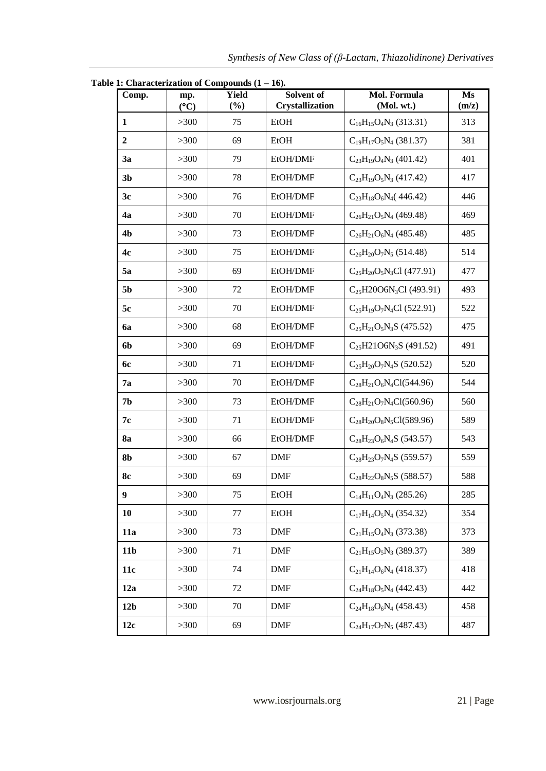**Table 1: Characterization of Compounds (1 – 16).**

| Comp. | mp. (°C) | Yield (%) | Solvent of Crystallization | Mol. Formula (Mol. wt.) | Ms (m/z) |
|---|---|---|---|---|---|
| **1** | >300 | 75 | EtOH | $C_{16}H_{15}O_4N_3$ (313.31) | 313 |
| **2** | >300 | 69 | EtOH | $C_{19}H_{17}O_5N_4$ (381.37) | 381 |
| **3a** | >300 | 79 | EtOH/DMF | $C_{23}H_{19}O_4N_3$ (401.42) | 401 |
| **3b** | >300 | 78 | EtOH/DMF | $C_{23}H_{19}O_5N_3$ (417.42) | 417 |
| **3c** | >300 | 76 | EtOH/DMF | $C_{23}H_{18}O_6N_4$( 446.42) | 446 |
| **4a** | >300 | 70 | EtOH/DMF | $C_{26}H_{21}O_5N_4$ (469.48) | 469 |
| **4b** | >300 | 73 | EtOH/DMF | $C_{26}H_{21}O_6N_4$ (485.48) | 485 |
| **4c** | >300 | 75 | EtOH/DMF | $C_{26}H_{20}O_7N_5$ (514.48) | 514 |
| **5a** | >300 | 69 | EtOH/DMF | $C_{25}H_{20}O_5N_3Cl$ (477.91) | 477 |
| **5b** | >300 | 72 | EtOH/DMF | $C_{25}$H20O6$N_3$Cl (493.91) | 493 |
| **5c** | >300 | 70 | EtOH/DMF | $C_{25}H_{19}O_7N_4Cl$ (522.91) | 522 |
| **6a** | >300 | 68 | EtOH/DMF | $C_{25}H_{21}O_5N_3S$ (475.52) | 475 |
| **6b** | >300 | 69 | EtOH/DMF | $C_{25}$H21O6$N_3$S (491.52) | 491 |
| **6c** | >300 | 71 | EtOH/DMF | $C_{25}H_{20}O_7N_4S$ (520.52) | 520 |
| **7a** | >300 | 70 | EtOH/DMF | $C_{28}H_{21}O_6N_4Cl$(544.96) | 544 |
| **7b** | >300 | 73 | EtOH/DMF | $C_{28}H_{21}O_7N_4Cl$(560.96) | 560 |
| **7c** | >300 | 71 | EtOH/DMF | $C_{28}H_{20}O_8N_5Cl$(589.96) | 589 |
| **8a** | >300 | 66 | EtOH/DMF | $C_{28}H_{23}O_6N_4S$ (543.57) | 543 |
| **8b** | >300 | 67 | DMF | $C_{28}H_{23}O_7N_4S$ (559.57) | 559 |
| **8c** | >300 | 69 | DMF | $C_{28}H_{22}O_8N_5S$ (588.57) | 588 |
| **9** | >300 | 75 | EtOH | $C_{14}H_{11}O_4N_3$ (285.26) | 285 |
| **10** | >300 | 77 | EtOH | $C_{17}H_{14}O_5N_4$ (354.32) | 354 |
| **11a** | >300 | 73 | DMF | $C_{21}H_{15}O_4N_3$ (373.38) | 373 |
| **11b** | >300 | 71 | DMF | $C_{21}H_{15}O_5N_3$ (389.37) | 389 |
| **11c** | >300 | 74 | DMF | $C_{21}H_{14}O_6N_4$ (418.37) | 418 |
| **12a** | >300 | 72 | DMF | $C_{24}H_{18}O_5N_4$ (442.43) | 442 |
| **12b** | >300 | 70 | DMF | $C_{24}H_{18}O_6N_4$ (458.43) | 458 |
| **12c** | >300 | 69 | DMF | $C_{24}H_{17}O_7N_5$ (487.43) | 487 |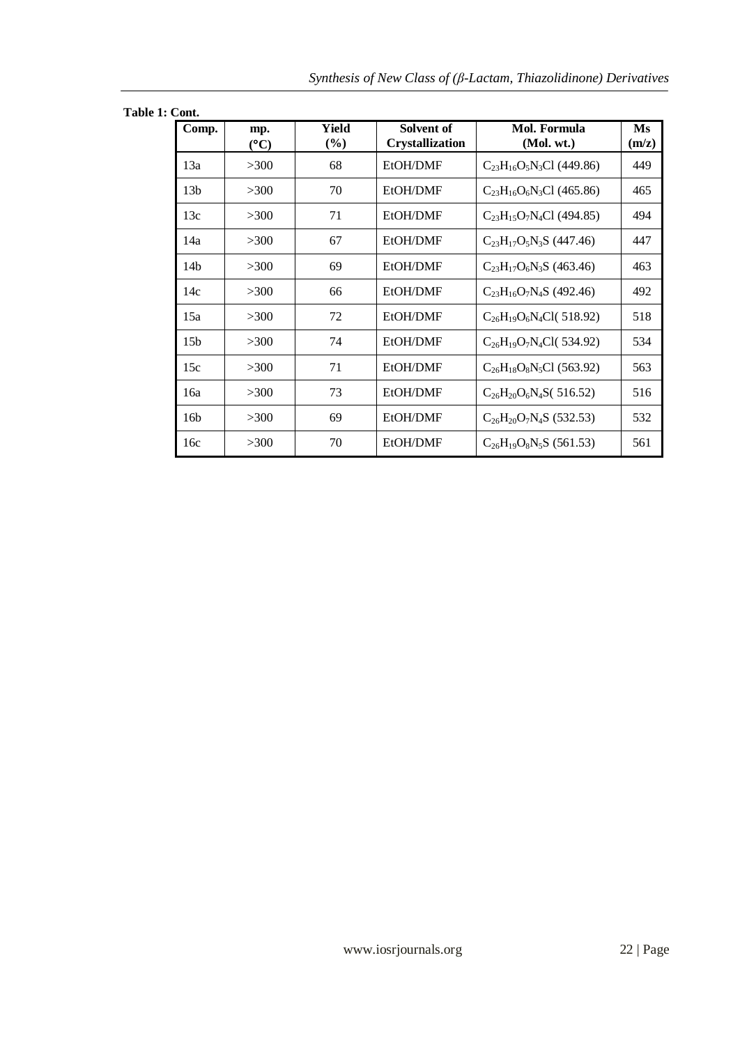**Table 1: Cont.**

| Comp. | mp. (°C) | Yield (%) | Solvent of Crystallization | Mol. Formula (Mol. wt.) | Ms (m/z) |
|---|---|---|---|---|---|
| 13a | >300 | 68 | EtOH/DMF | $C_{23}H_{16}O_5N_3Cl$ (449.86) | 449 |
| 13b | >300 | 70 | EtOH/DMF | $C_{23}H_{16}O_6N_3Cl$ (465.86) | 465 |
| 13c | >300 | 71 | EtOH/DMF | $C_{23}H_{15}O_7N_4Cl$ (494.85) | 494 |
| 14a | >300 | 67 | EtOH/DMF | $C_{23}H_{17}O_5N_3S$ (447.46) | 447 |
| 14b | >300 | 69 | EtOH/DMF | $C_{23}H_{17}O_6N_3S$ (463.46) | 463 |
| 14c | >300 | 66 | EtOH/DMF | $C_{23}H_{16}O_7N_4S$ (492.46) | 492 |
| 15a | >300 | 72 | EtOH/DMF | $C_{26}H_{19}O_6N_4Cl$( 518.92) | 518 |
| 15b | >300 | 74 | EtOH/DMF | $C_{26}H_{19}O_7N_4Cl$( 534.92) | 534 |
| 15c | >300 | 71 | EtOH/DMF | $C_{26}H_{18}O_8N_5Cl$ (563.92) | 563 |
| 16a | >300 | 73 | EtOH/DMF | $C_{26}H_{20}O_6N_4S$( 516.52) | 516 |
| 16b | >300 | 69 | EtOH/DMF | $C_{26}H_{20}O_7N_4S$ (532.53) | 532 |
| 16c | >300 | 70 | EtOH/DMF | $C_{26}H_{19}O_8N_5S$ (561.53) | 561 |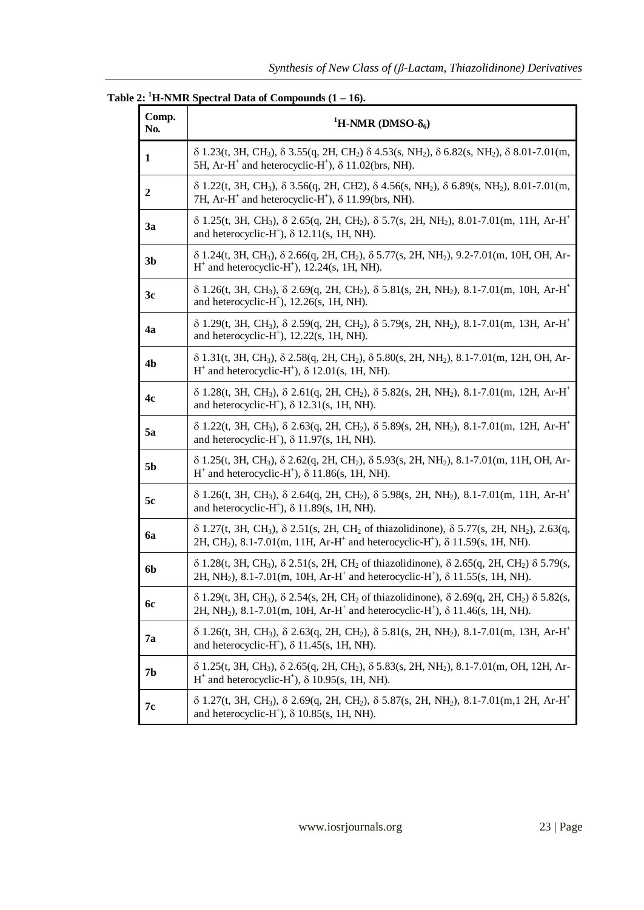**Table 2: $^1$H-NMR Spectral Data of Compounds (1 – 16).**

| Comp. No. | $^1$H-NMR (DMSO-$\delta_6$) |
|---|---|
| **1** | δ 1.23(t, 3H, $CH_3$), δ 3.55(q, 2H, $CH_2$) δ 4.53(s, $NH_2$), δ 6.82(s, $NH_2$), δ 8.01-7.01(m, 5H, Ar-$H^+$ and heterocyclic-$H^+$), δ 11.02(brs, NH). |
| **2** | δ 1.22(t, 3H, $CH_3$), δ 3.56(q, 2H, CH2), δ 4.56(s, $NH_2$), δ 6.89(s, $NH_2$), 8.01-7.01(m, 7H, Ar-$H^+$ and heterocyclic-$H^+$), δ 11.99(brs, NH). |
| **3a** | δ 1.25(t, 3H, $CH_3$), δ 2.65(q, 2H, $CH_2$), δ 5.7(s, 2H, $NH_2$), 8.01-7.01(m, 11H, Ar-$H^+$ and heterocyclic-$H^+$), δ 12.11(s, 1H, NH). |
| **3b** | δ 1.24(t, 3H, $CH_3$), δ 2.66(q, 2H, $CH_2$), δ 5.77(s, 2H, $NH_2$), 9.2-7.01(m, 10H, OH, Ar-$H^+$ and heterocyclic-$H^+$), 12.24(s, 1H, NH). |
| **3c** | δ 1.26(t, 3H, $CH_3$), δ 2.69(q, 2H, $CH_2$), δ 5.81(s, 2H, $NH_2$), 8.1-7.01(m, 10H, Ar-$H^+$ and heterocyclic-$H^+$), 12.26(s, 1H, NH). |
| **4a** | δ 1.29(t, 3H, $CH_3$), δ 2.59(q, 2H, $CH_2$), δ 5.79(s, 2H, $NH_2$), 8.1-7.01(m, 13H, Ar-$H^+$ and heterocyclic-$H^+$), 12.22(s, 1H, NH). |
| **4b** | δ 1.31(t, 3H, $CH_3$), δ 2.58(q, 2H, $CH_2$), δ 5.80(s, 2H, $NH_2$), 8.1-7.01(m, 12H, OH, Ar-$H^+$ and heterocyclic-$H^+$), δ 12.01(s, 1H, NH). |
| **4c** | δ 1.28(t, 3H, $CH_3$), δ 2.61(q, 2H, $CH_2$), δ 5.82(s, 2H, $NH_2$), 8.1-7.01(m, 12H, Ar-$H^+$ and heterocyclic-$H^+$), δ 12.31(s, 1H, NH). |
| **5a** | δ 1.22(t, 3H, $CH_3$), δ 2.63(q, 2H, $CH_2$), δ 5.89(s, 2H, $NH_2$), 8.1-7.01(m, 12H, Ar-$H^+$ and heterocyclic-$H^+$), δ 11.97(s, 1H, NH). |
| **5b** | δ 1.25(t, 3H, $CH_3$), δ 2.62(q, 2H, $CH_2$), δ 5.93(s, 2H, $NH_2$), 8.1-7.01(m, 11H, OH, Ar-$H^+$ and heterocyclic-$H^+$), δ 11.86(s, 1H, NH). |
| **5c** | δ 1.26(t, 3H, $CH_3$), δ 2.64(q, 2H, $CH_2$), δ 5.98(s, 2H, $NH_2$), 8.1-7.01(m, 11H, Ar-$H^+$ and heterocyclic-$H^+$), δ 11.89(s, 1H, NH). |
| **6a** | δ 1.27(t, 3H, $CH_3$), δ 2.51(s, 2H, $CH_2$ of thiazolidinone), δ 5.77(s, 2H, $NH_2$), 2.63(q, 2H, $CH_2$), 8.1-7.01(m, 11H, Ar-$H^+$ and heterocyclic-$H^+$), δ 11.59(s, 1H, NH). |
| **6b** | δ 1.28(t, 3H, $CH_3$), δ 2.51(s, 2H, $CH_2$ of thiazolidinone), δ 2.65(q, 2H, $CH_2$) δ 5.79(s, 2H, $NH_2$), 8.1-7.01(m, 10H, Ar-$H^+$ and heterocyclic-$H^+$), δ 11.55(s, 1H, NH). |
| **6c** | δ 1.29(t, 3H, $CH_3$), δ 2.54(s, 2H, $CH_2$ of thiazolidinone), δ 2.69(q, 2H, $CH_2$) δ 5.82(s, 2H, $NH_2$), 8.1-7.01(m, 10H, Ar-$H^+$ and heterocyclic-$H^+$), δ 11.46(s, 1H, NH). |
| **7a** | δ 1.26(t, 3H, $CH_3$), δ 2.63(q, 2H, $CH_2$), δ 5.81(s, 2H, $NH_2$), 8.1-7.01(m, 13H, Ar-$H^+$ and heterocyclic-$H^+$), δ 11.45(s, 1H, NH). |
| **7b** | δ 1.25(t, 3H, $CH_3$), δ 2.65(q, 2H, $CH_2$), δ 5.83(s, 2H, $NH_2$), 8.1-7.01(m, OH, 12H, Ar-$H^+$ and heterocyclic-$H^+$), δ 10.95(s, 1H, NH). |
| **7c** | δ 1.27(t, 3H, $CH_3$), δ 2.69(q, 2H, $CH_2$), δ 5.87(s, 2H, $NH_2$), 8.1-7.01(m,1 2H, Ar-$H^+$ and heterocyclic-$H^+$), δ 10.85(s, 1H, NH). |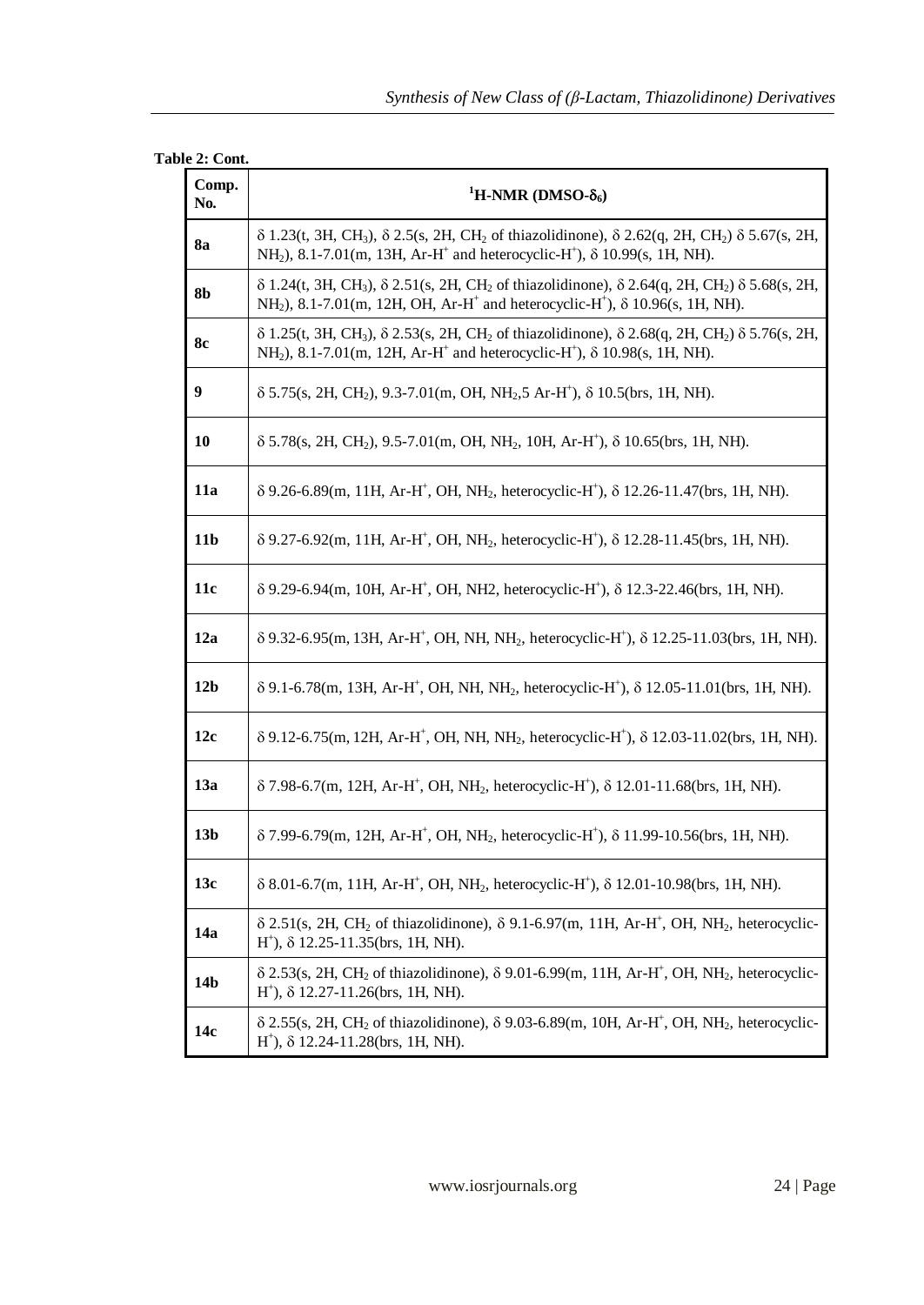**Table 2: Cont.**

| Comp. No. | $^1$H-NMR (DMSO-$\delta_6$) |
|---|---|
| **8a** | δ 1.23(t, 3H, $CH_3$), δ 2.5(s, 2H, $CH_2$ of thiazolidinone), δ 2.62(q, 2H, $CH_2$) δ 5.67(s, 2H, $NH_2$), 8.1-7.01(m, 13H, Ar-$H^+$ and heterocyclic-$H^+$), δ 10.99(s, 1H, NH). |
| **8b** | δ 1.24(t, 3H, $CH_3$), δ 2.51(s, 2H, $CH_2$ of thiazolidinone), δ 2.64(q, 2H, $CH_2$) δ 5.68(s, 2H, $NH_2$), 8.1-7.01(m, 12H, OH, Ar-$H^+$ and heterocyclic-$H^+$), δ 10.96(s, 1H, NH). |
| **8c** | δ 1.25(t, 3H, $CH_3$), δ 2.53(s, 2H, $CH_2$ of thiazolidinone), δ 2.68(q, 2H, $CH_2$) δ 5.76(s, 2H, $NH_2$), 8.1-7.01(m, 12H, Ar-$H^+$ and heterocyclic-$H^+$), δ 10.98(s, 1H, NH). |
| **9** | δ 5.75(s, 2H, $CH_2$), 9.3-7.01(m, OH, $NH_2$,5 Ar-$H^+$), δ 10.5(brs, 1H, NH). |
| **10** | δ 5.78(s, 2H, $CH_2$), 9.5-7.01(m, OH, $NH_2$, 10H, Ar-$H^+$), δ 10.65(brs, 1H, NH). |
| **11a** | δ 9.26-6.89(m, 11H, Ar-$H^+$, OH, $NH_2$, heterocyclic-$H^+$), δ 12.26-11.47(brs, 1H, NH). |
| **11b** | δ 9.27-6.92(m, 11H, Ar-$H^+$, OH, $NH_2$, heterocyclic-$H^+$), δ 12.28-11.45(brs, 1H, NH). |
| **11c** | δ 9.29-6.94(m, 10H, Ar-$H^+$, OH, NH2, heterocyclic-$H^+$), δ 12.3-22.46(brs, 1H, NH). |
| **12a** | δ 9.32-6.95(m, 13H, Ar-$H^+$, OH, NH, $NH_2$, heterocyclic-$H^+$), δ 12.25-11.03(brs, 1H, NH). |
| **12b** | δ 9.1-6.78(m, 13H, Ar-$H^+$, OH, NH, $NH_2$, heterocyclic-$H^+$), δ 12.05-11.01(brs, 1H, NH). |
| **12c** | δ 9.12-6.75(m, 12H, Ar-$H^+$, OH, NH, $NH_2$, heterocyclic-$H^+$), δ 12.03-11.02(brs, 1H, NH). |
| **13a** | δ 7.98-6.7(m, 12H, Ar-$H^+$, OH, $NH_2$, heterocyclic-$H^+$), δ 12.01-11.68(brs, 1H, NH). |
| **13b** | δ 7.99-6.79(m, 12H, Ar-$H^+$, OH, $NH_2$, heterocyclic-$H^+$), δ 11.99-10.56(brs, 1H, NH). |
| **13c** | δ 8.01-6.7(m, 11H, Ar-$H^+$, OH, $NH_2$, heterocyclic-$H^+$), δ 12.01-10.98(brs, 1H, NH). |
| **14a** | δ 2.51(s, 2H, $CH_2$ of thiazolidinone), δ 9.1-6.97(m, 11H, Ar-$H^+$, OH, $NH_2$, heterocyclic-$H^+$), δ 12.25-11.35(brs, 1H, NH). |
| **14b** | δ 2.53(s, 2H, $CH_2$ of thiazolidinone), δ 9.01-6.99(m, 11H, Ar-$H^+$, OH, $NH_2$, heterocyclic-$H^+$), δ 12.27-11.26(brs, 1H, NH). |
| **14c** | δ 2.55(s, 2H, $CH_2$ of thiazolidinone), δ 9.03-6.89(m, 10H, Ar-$H^+$, OH, $NH_2$, heterocyclic-$H^+$), δ 12.24-11.28(brs, 1H, NH). |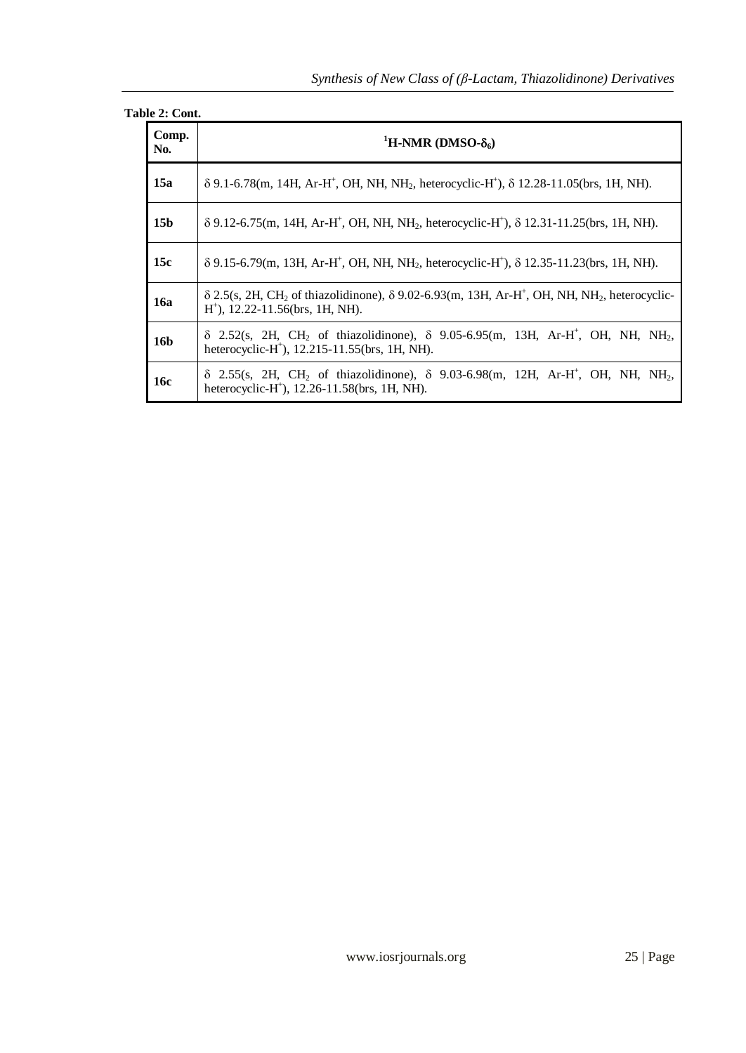**Table 2: Cont.**

| Comp. No. | $^1$H-NMR (DMSO-$\delta_6$) |
|---|---|
| **15a** | $\delta$ 9.1-6.78(m, 14H, Ar-H$^+$, OH, NH, $NH_2$, heterocyclic-H$^+$), $\delta$ 12.28-11.05(brs, 1H, NH). |
| **15b** | $\delta$ 9.12-6.75(m, 14H, Ar-H$^+$, OH, NH, $NH_2$, heterocyclic-H$^+$), $\delta$ 12.31-11.25(brs, 1H, NH). |
| **15c** | $\delta$ 9.15-6.79(m, 13H, Ar-H$^+$, OH, NH, $NH_2$, heterocyclic-H$^+$), $\delta$ 12.35-11.23(brs, 1H, NH). |
| **16a** | $\delta$ 2.5(s, 2H, $CH_2$ of thiazolidinone), $\delta$ 9.02-6.93(m, 13H, Ar-H$^+$, OH, NH, $NH_2$, heterocyclic-H$^+$), 12.22-11.56(brs, 1H, NH). |
| **16b** | $\delta$ 2.52(s, 2H, $CH_2$ of thiazolidinone), $\delta$ 9.05-6.95(m, 13H, Ar-H$^+$, OH, NH, $NH_2$, heterocyclic-H$^+$), 12.215-11.55(brs, 1H, NH). |
| **16c** | $\delta$ 2.55(s, 2H, $CH_2$ of thiazolidinone), $\delta$ 9.03-6.98(m, 12H, Ar-H$^+$, OH, NH, $NH_2$, heterocyclic-H$^+$), 12.26-11.58(brs, 1H, NH). |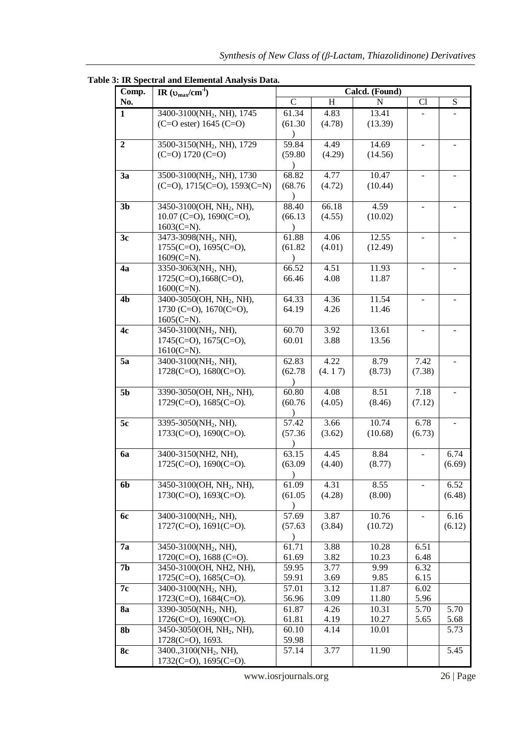**Table 3: IR Spectral and Elemental Analysis Data.**

| Comp. No. | IR ($\upsilon_{max}$/cm$^{-1}$) | Calcd. (Found) | | | | |
|---|---|---|---|---|---|---|
| | | C | H | N | Cl | S |
| **1** | 3400-3100($NH_2$, NH), 1745 (C=O ester) 1645 (C=O) | 61.34 (61.30) | 4.83 (4.78) | 13.41 (13.39) | - | - |
| **2** | 3500-3150($NH_2$, NH), 1729 (C=O) 1720 (C=O) | 59.84 (59.80) | 4.49 (4.29) | 14.69 (14.56) | - | - |
| **3a** | 3500-3100($NH_2$, NH), 1730 (C=O), 1715(C=O), 1593(C=N) | 68.82 (68.76) | 4.77 (4.72) | 10.47 (10.44) | - | - |
| **3b** | 3450-3100(OH, $NH_2$, NH), 10.07 (C=O), 1690(C=O), 1603(C=N). | 88.40 (66.13) | 66.18 (4.55) | 4.59 (10.02) | - | - |
| **3c** | 3473-3098($NH_2$, NH), 1755(C=O), 1695(C=O), 1609(C=N). | 61.88 (61.82) | 4.06 (4.01) | 12.55 (12.49) | - | - |
| **4a** | 3350-3063($NH_2$, NH), 1725(C=O),1668(C=O), 1600(C=N). | 66.52 66.46 | 4.51 4.08 | 11.93 11.87 | - | - |
| **4b** | 3400-3050(OH, $NH_2$, NH), 1730 (C=O), 1670(C=O), 1605(C=N). | 64.33 64.19 | 4.36 4.26 | 11.54 11.46 | - | - |
| **4c** | 3450-3100($NH_2$, NH), 1745(C=O), 1675(C=O), 1610(C=N). | 60.70 60.01 | 3.92 3.88 | 13.61 13.56 | - | - |
| **5a** | 3400-3100($NH_2$, NH), 1728(C=O), 1680(C=O). | 62.83 (62.78) | 4.22 (4. 1 7) | 8.79 (8.73) | 7.42 (7.38) | - |
| **5b** | 3390-3050(OH, $NH_2$, NH), 1729(C=O), 1685(C=O). | 60.80 (60.76) | 4.08 (4.05) | 8.51 (8.46) | 7.18 (7.12) | - |
| **5c** | 3395-3050($NH_2$, NH), 1733(C=O), 1690(C=O). | 57.42 (57.36) | 3.66 (3.62) | 10.74 (10.68) | 6.78 (6.73) | - |
| **6a** | 3400-3150(NH2, NH), 1725(C=O), 1690(C=O). | 63.15 (63.09) | 4.45 (4.40) | 8.84 (8.77) | - | 6.74 (6.69) |
| **6b** | 3450-3100(OH, $NH_2$, NH), 1730(C=O), 1693(C=O). | 61.09 (61.05) | 4.31 (4.28) | 8.55 (8.00) | - | 6.52 (6.48) |
| **6c** | 3400-3100($NH_2$, NH), 1727(C=O), 1691(C=O). | 57.69 (57.63) | 3.87 (3.84) | 10.76 (10.72) | - | 6.16 (6.12) |
| **7a** | 3450-3100($NH_2$, NH), 1720(C=O), 1688 (C=O). | 61.71 61.69 | 3.88 3.82 | 10.28 10.23 | 6.51 6.48 | |
| **7b** | 3450-3100(OH, NH2, NH), 1725(C=O), 1685(C=O). | 59.95 59.91 | 3.77 3.69 | 9.99 9.85 | 6.32 6.15 | |
| **7c** | 3400-3100($NH_2$, NH), 1723(C=O), 1684(C=O). | 57.01 56.96 | 3.12 3.09 | 11.87 11.80 | 6.02 5.96 | |
| **8a** | 3390-3050($NH_2$, NH), 1726(C=O), 1690(C=O). | 61.87 61.81 | 4.26 4.19 | 10.31 10.27 | 5.70 5.65 | 5.70 5.68 |
| **8b** | 3450-3050(OH, $NH_2$, NH), 1728(C=O), 1693. | 60.10 59.98 | 4.14 | 10.01 | | 5.73 |
| **8c** | 3400.,3100($NH_2$, NH), 1732(C=O), 1695(C=O). | 57.14 | 3.77 | 11.90 | | 5.45 |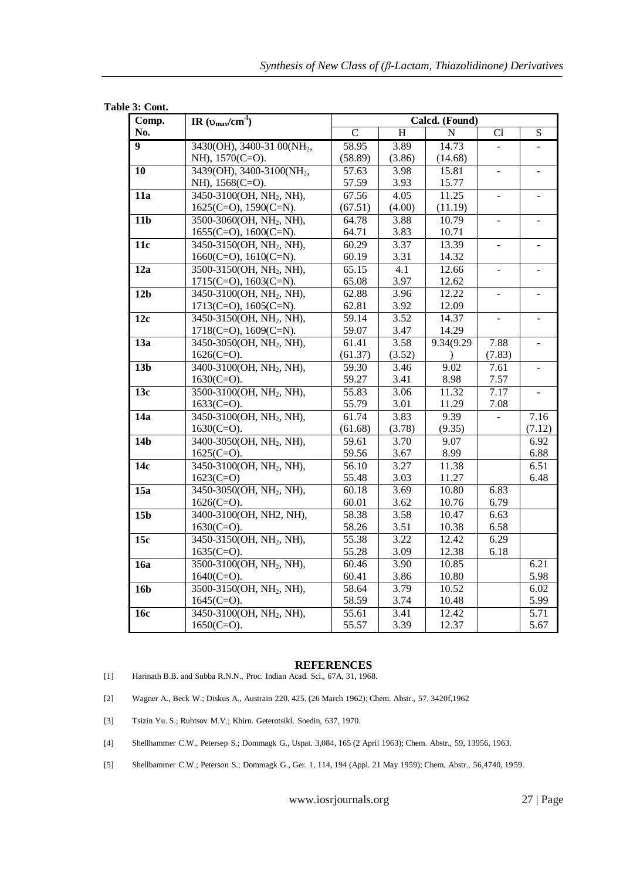**Table 3: Cont.**

| Comp. No. | IR ($\upsilon_{max}/cm^{-1}$) | Calcd. (Found) | | | | |
|---|---|---|---|---|---|---|
| | | C | H | N | Cl | S |
| **9** | 3430(OH), 3400-31 00($NH_2$, NH), 1570(C=O). | 58.95 (58.89) | 3.89 (3.86) | 14.73 (14.68) | - | - |
| **10** | 3439(OH), 3400-3100($NH_2$, NH), 1568(C=O). | 57.63 57.59 | 3.98 3.93 | 15.81 15.77 | - | - |
| **11a** | 3450-3100(OH, $NH_2$, NH), 1625(C=O), 1590(C=N). | 67.56 (67.51) | 4.05 (4.00) | 11.25 (11.19) | - | - |
| **11b** | 3500-3060(OH, $NH_2$, NH), 1655(C=O), 1600(C=N). | 64.78 64.71 | 3.88 3.83 | 10.79 10.71 | - | - |
| **11c** | 3450-3150(OH, $NH_2$, NH), 1660(C=O), 1610(C=N). | 60.29 60.19 | 3.37 3.31 | 13.39 14.32 | - | - |
| **12a** | 3500-3150(OH, $NH_2$, NH), 1715(C=O), 1603(C=N). | 65.15 65.08 | 4.1 3.97 | 12.66 12.62 | - | - |
| **12b** | 3450-3100(OH, $NH_2$, NH), 1713(C=O), 1605(C=N). | 62.88 62.81 | 3.96 3.92 | 12.22 12.09 | - | - |
| **12c** | 3450-3150(OH, $NH_2$, NH), 1718(C=O), 1609(C=N). | 59.14 59.07 | 3.52 3.47 | 14.37 14.29 | - | - |
| **13a** | 3450-3050(OH, $NH_2$, NH), 1626(C=O). | 61.41 (61.37) | 3.58 (3.52) | 9.34(9.29 ) | 7.88 (7.83) | - |
| **13b** | 3400-3100(OH, $NH_2$, NH), 1630(C=O). | 59.30 59.27 | 3.46 3.41 | 9.02 8.98 | 7.61 7.57 | - |
| **13c** | 3500-3100(OH, $NH_2$, NH), 1633(C=O). | 55.83 55.79 | 3.06 3.01 | 11.32 11.29 | 7.17 7.08 | - |
| **14a** | 3450-3100(OH, $NH_2$, NH), 1630(C=O). | 61.74 (61.68) | 3.83 (3.78) | 9.39 (9.35) | - | 7.16 (7.12) |
| **14b** | 3400-3050(OH, $NH_2$, NH), 1625(C=O). | 59.61 59.56 | 3.70 3.67 | 9.07 8.99 | | 6.92 6.88 |
| **14c** | 3450-3100(OH, $NH_2$, NH), 1623(C=O) | 56.10 55.48 | 3.27 3.03 | 11.38 11.27 | | 6.51 6.48 |
| **15a** | 3450-3050(OH, $NH_2$, NH), 1626(C=O). | 60.18 60.01 | 3.69 3.62 | 10.80 10.76 | 6.83 6.79 | |
| **15b** | 3400-3100(OH, NH2, NH), 1630(C=O). | 58.38 58.26 | 3.58 3.51 | 10.47 10.38 | 6.63 6.58 | |
| **15c** | 3450-3150(OH, $NH_2$, NH), 1635(C=O). | 55.38 55.28 | 3.22 3.09 | 12.42 12.38 | 6.29 6.18 | |
| **16a** | 3500-3100(OH, $NH_2$, NH), 1640(C=O). | 60.46 60.41 | 3.90 3.86 | 10.85 10.80 | | 6.21 5.98 |
| **16b** | 3500-3150(OH, $NH_2$, NH), 1645(C=O). | 58.64 58.59 | 3.79 3.74 | 10.52 10.48 | | 6.02 5.99 |
| **16c** | 3450-3100(OH, $NH_2$, NH), 1650(C=O). | 55.61 55.57 | 3.41 3.39 | 12.42 12.37 | | 5.71 5.67 |

## REFERENCES

[1] Harinath B.B. and Subba R.N.N., Proc. Indian Acad. Sci., 67A, 31, 1968.

[2] Wagner A., Beck W.; Diskus A., Austrain 220, 425, (26 March 1962); Chem. Abstr., 57, 3420f,1962

[3] Tsizin Yu. S.; Rubtsov M.V.; Khirn. Geterotsikl. Soedin, 637, 1970.

[4] Shellhammer C.W., Petersep S.; Dommagk G., Uspat. 3,084, 165 (2 April 1963); Chem. Abstr., 59, 13956, 1963.

[5] Shellbammer C.W.; Peterson S.; Dommagk G., Ger. 1, 114, 194 (Appl. 21 May 1959); Chem. Abstr., 56,4740, 1959.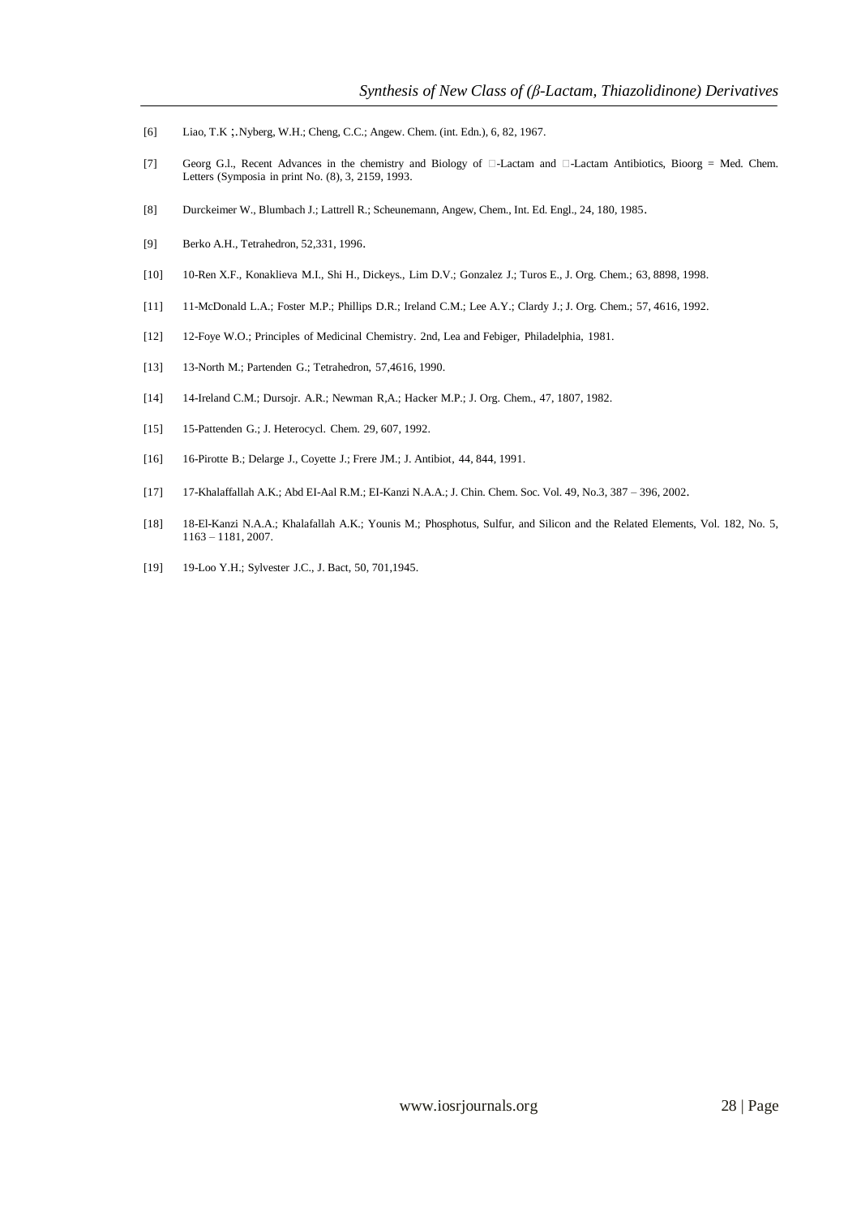[6] Liao, T.K ;.Nyberg, W.H.; Cheng, C.C.; Angew. Chem. (int. Edn.), 6, 82, 1967.

[7] Georg G.l., Recent Advances in the chemistry and Biology of □-Lactam and □-Lactam Antibiotics, Bioorg = Med. Chem. Letters (Symposia in print No. (8), 3, 2159, 1993.

[8] Durckeimer W., Blumbach J.; Lattrell R.; Scheunemann, Angew, Chem., Int. Ed. Engl., 24, 180, 1985.

[9] Berko A.H., Tetrahedron, 52,331, 1996.

[10] 10-Ren X.F., Konaklieva M.I., Shi H., Dickeys., Lim D.V.; Gonzalez J.; Turos E., J. Org. Chem.; 63, 8898, 1998.

[11] 11-McDonald L.A.; Foster M.P.; Phillips D.R.; Ireland C.M.; Lee A.Y.; Clardy J.; J. Org. Chem.; 57, 4616, 1992.

[12] 12-Foye W.O.; Principles of Medicinal Chemistry. 2nd, Lea and Febiger, Philadelphia, 1981.

[13] 13-North M.; Partenden G.; Tetrahedron, 57,4616, 1990.

[14] 14-Ireland C.M.; Dursojr. A.R.; Newman R,A.; Hacker M.P.; J. Org. Chem., 47, 1807, 1982.

[15] 15-Pattenden G.; J. Heterocycl. Chem. 29, 607, 1992.

[16] 16-Pirotte B.; Delarge J., Coyette J.; Frere JM.; J. Antibiot, 44, 844, 1991.

[17] 17-Khalaffallah A.K.; Abd EI-Aal R.M.; EI-Kanzi N.A.A.; J. Chin. Chem. Soc. Vol. 49, No.3, 387 – 396, 2002.

[18] 18-El-Kanzi N.A.A.; Khalafallah A.K.; Younis M.; Phosphotus, Sulfur, and Silicon and the Related Elements, Vol. 182, No. 5, 1163 – 1181, 2007.

[19] 19-Loo Y.H.; Sylvester J.C., J. Bact, 50, 701,1945.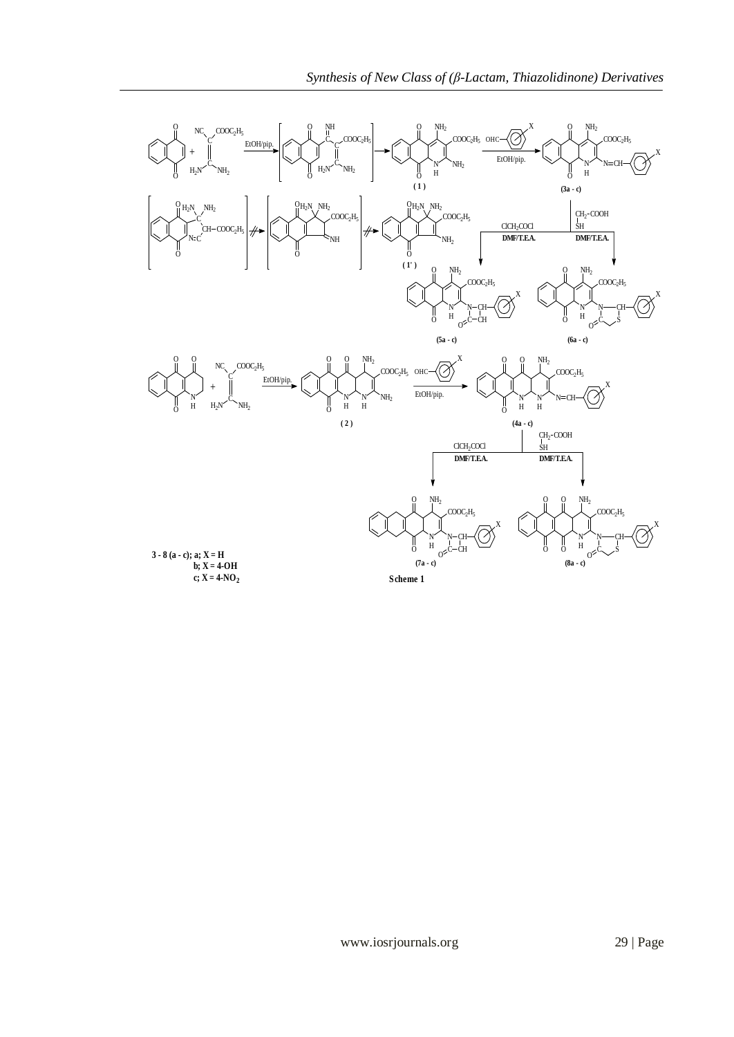3 - 8 (a - c); a; X = H
b; X = 4-OH
c; X = 4-$NO_2$

Scheme 1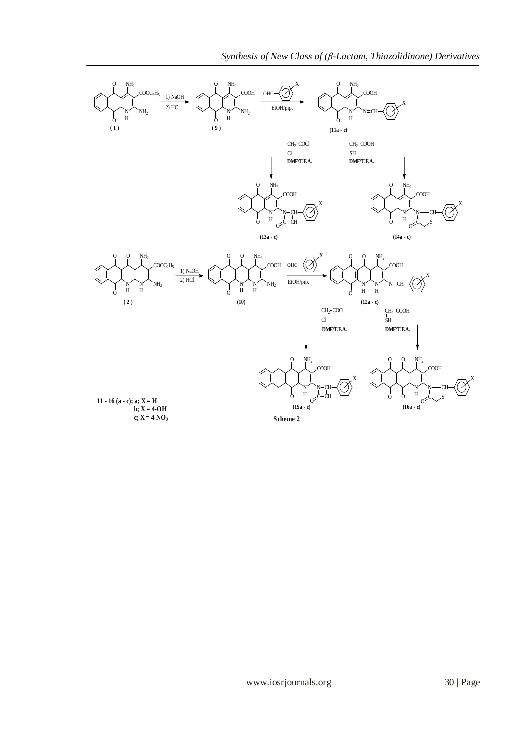11 - 16 (a - c); a; X = H

b; X = 4-OH

c; X = 4-$NO_2$

**Scheme 2**